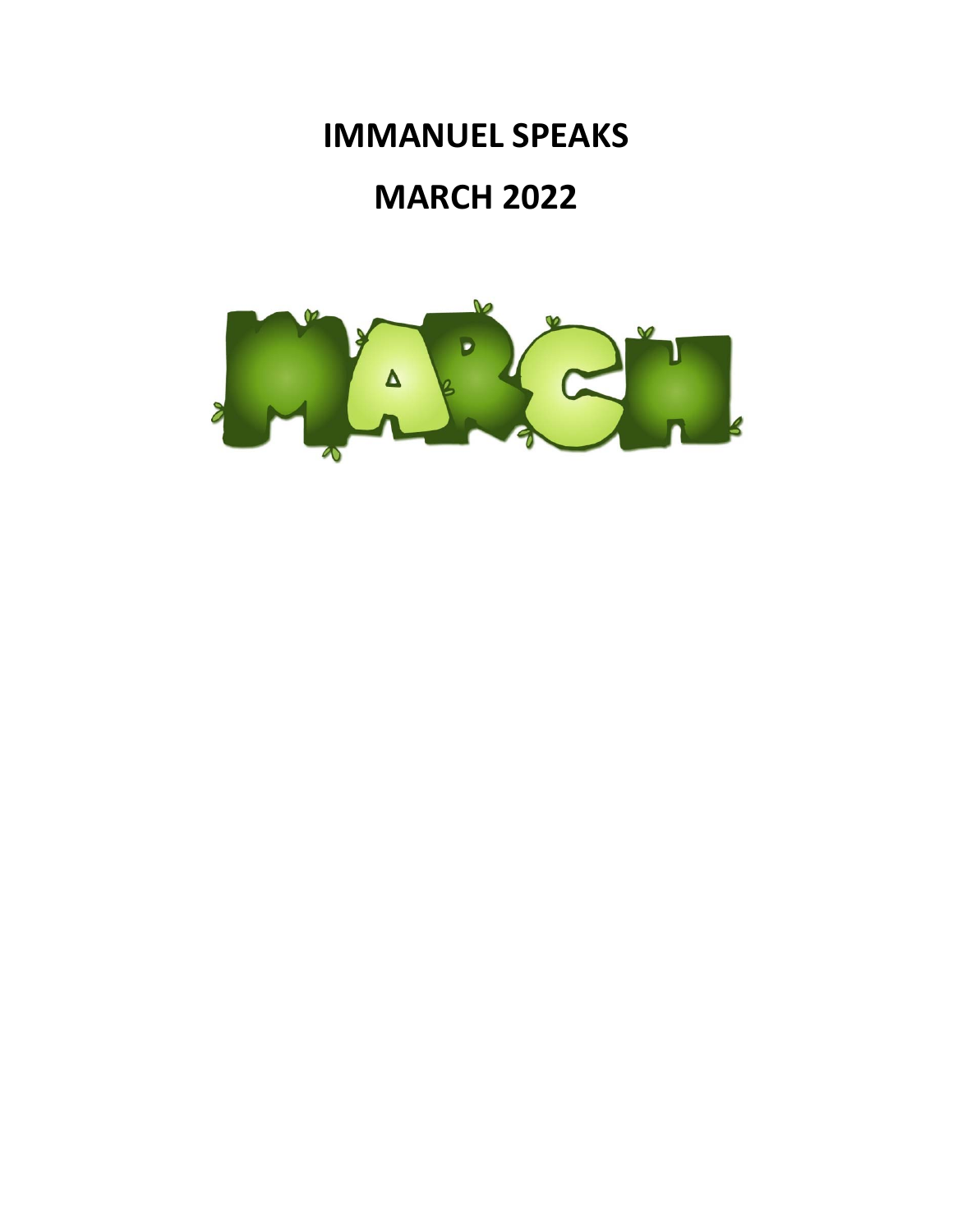# IMMANUEL SPEAKS

# MARCH 2022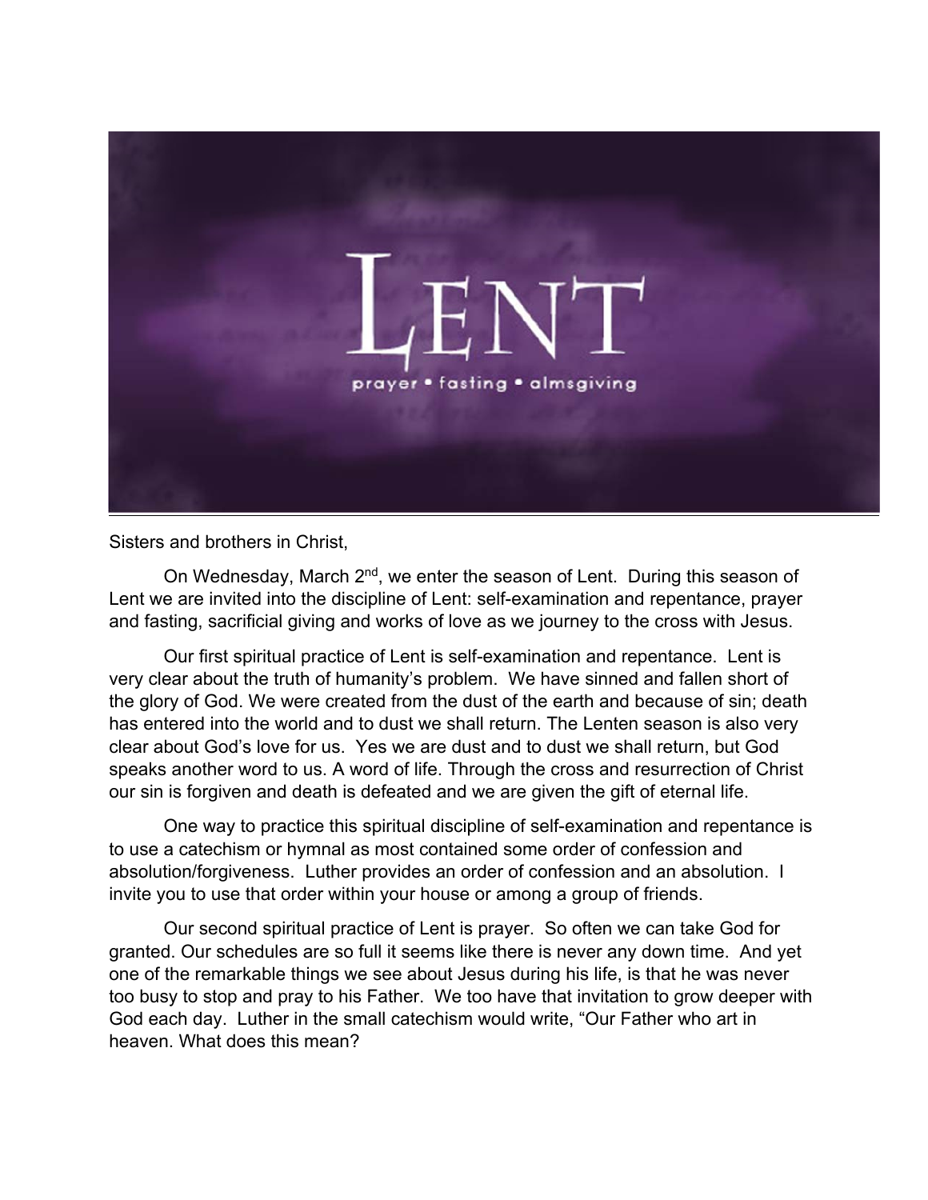# LENT

prayer • fasting • almsgiving

Sisters and brothers in Christ,

On Wednesday, March 2nd, we enter the season of Lent. During this season of Lent we are invited into the discipline of Lent: self-examination and repentance, prayer and fasting, sacrificial giving and works of love as we journey to the cross with Jesus.

Our first spiritual practice of Lent is self-examination and repentance. Lent is very clear about the truth of humanity's problem. We have sinned and fallen short of the glory of God. We were created from the dust of the earth and because of sin; death has entered into the world and to dust we shall return. The Lenten season is also very clear about God's love for us. Yes we are dust and to dust we shall return, but God speaks another word to us. A word of life. Through the cross and resurrection of Christ our sin is forgiven and death is defeated and we are given the gift of eternal life.

One way to practice this spiritual discipline of self-examination and repentance is to use a catechism or hymnal as most contained some order of confession and absolution/forgiveness. Luther provides an order of confession and an absolution. I invite you to use that order within your house or among a group of friends.

Our second spiritual practice of Lent is prayer. So often we can take God for granted. Our schedules are so full it seems like there is never any down time. And yet one of the remarkable things we see about Jesus during his life, is that he was never too busy to stop and pray to his Father. We too have that invitation to grow deeper with God each day. Luther in the small catechism would write, "Our Father who art in heaven. What does this mean?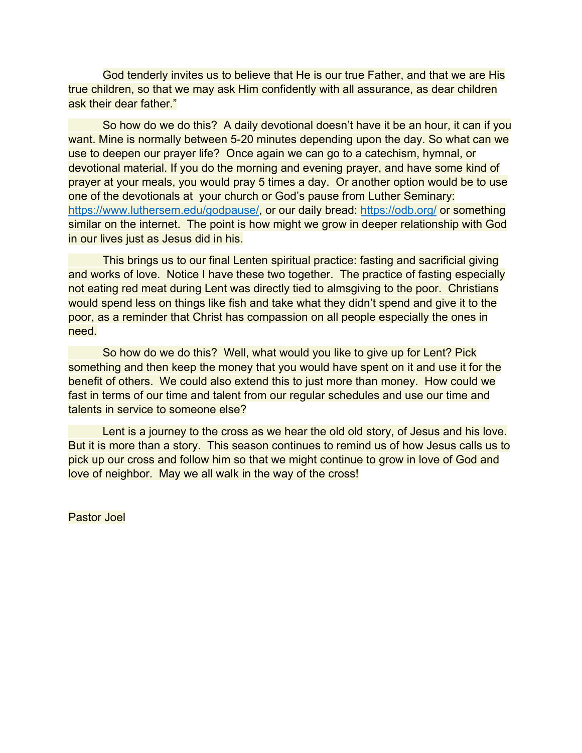God tenderly invites us to believe that He is our true Father, and that we are His true children, so that we may ask Him confidently with all assurance, as dear children ask their dear father."

So how do we do this? A daily devotional doesn't have it be an hour, it can if you want. Mine is normally between 5-20 minutes depending upon the day. So what can we use to deepen our prayer life? Once again we can go to a catechism, hymnal, or devotional material. If you do the morning and evening prayer, and have some kind of prayer at your meals, you would pray 5 times a day. Or another option would be to use one of the devotionals at your church or God's pause from Luther Seminary: [https://www.luthersem.edu/godpause/](https://www.luthersem.edu/godpause/), or our daily bread: [https://odb.org/](https://odb.org/) or something similar on the internet. The point is how might we grow in deeper relationship with God in our lives just as Jesus did in his.

This brings us to our final Lenten spiritual practice: fasting and sacrificial giving and works of love. Notice I have these two together. The practice of fasting especially not eating red meat during Lent was directly tied to almsgiving to the poor. Christians would spend less on things like fish and take what they didn't spend and give it to the poor, as a reminder that Christ has compassion on all people especially the ones in need.

So how do we do this? Well, what would you like to give up for Lent? Pick something and then keep the money that you would have spent on it and use it for the benefit of others. We could also extend this to just more than money. How could we fast in terms of our time and talent from our regular schedules and use our time and talents in service to someone else?

Lent is a journey to the cross as we hear the old old story, of Jesus and his love. But it is more than a story. This season continues to remind us of how Jesus calls us to pick up our cross and follow him so that we might continue to grow in love of God and love of neighbor. May we all walk in the way of the cross!

Pastor Joel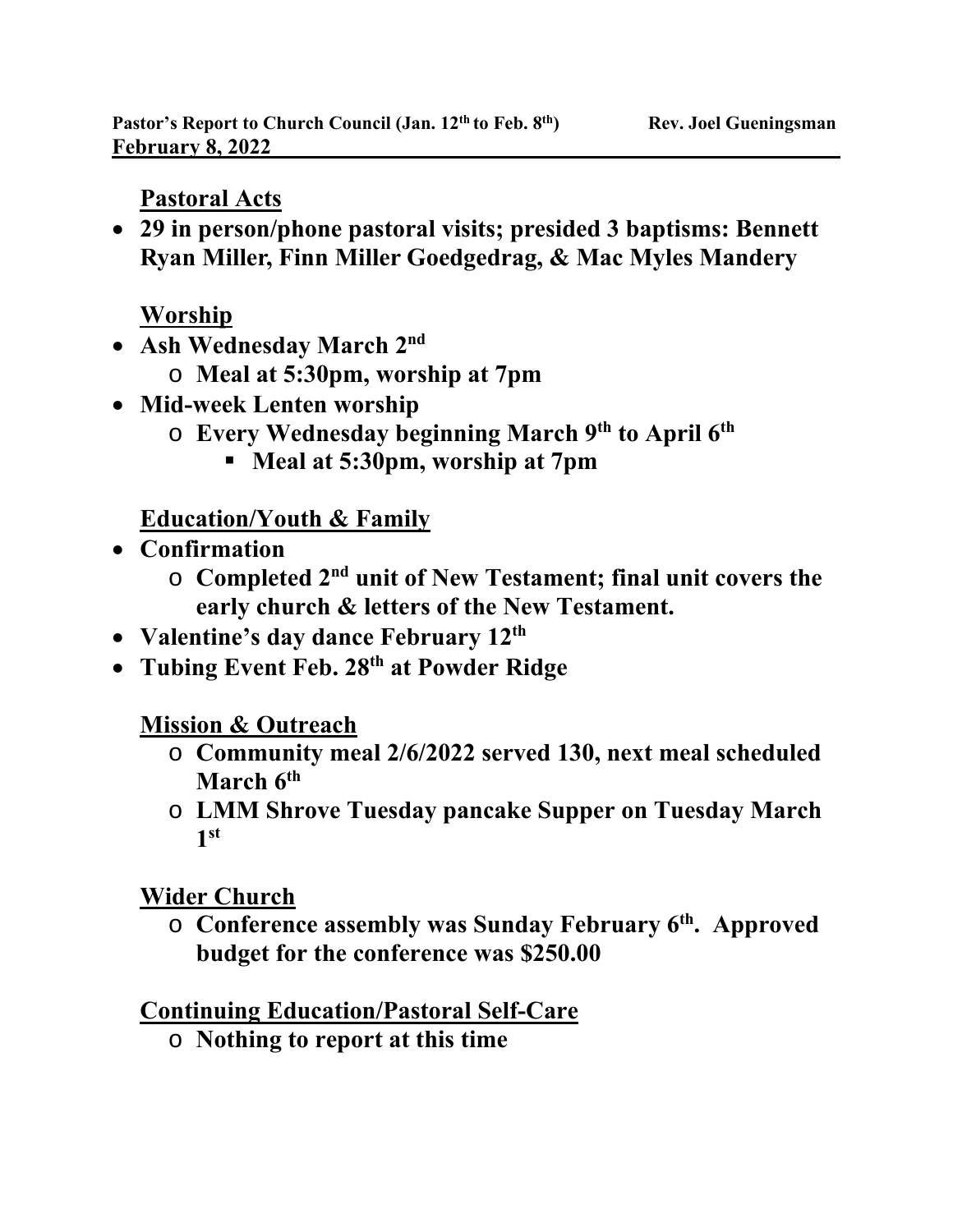**Pastor's Report to Church Council (Jan. 12th to Feb. 8th)** **Rev. Joel Gueningsman**
**February 8, 2022**

## Pastoral Acts

- **29 in person/phone pastoral visits; presided 3 baptisms: Bennett Ryan Miller, Finn Miller Goedgedrag, & Mac Myles Mandery**

## Worship

- **Ash Wednesday March 2nd**
  - **Meal at 5:30pm, worship at 7pm**
- **Mid-week Lenten worship**
  - **Every Wednesday beginning March 9th to April 6th**
    - **Meal at 5:30pm, worship at 7pm**

## Education/Youth & Family

- **Confirmation**
  - **Completed 2nd unit of New Testament; final unit covers the early church & letters of the New Testament.**
- **Valentine's day dance February 12th**
- **Tubing Event Feb. 28th at Powder Ridge**

## Mission & Outreach

- **Community meal 2/6/2022 served 130, next meal scheduled March 6th**
- **LMM Shrove Tuesday pancake Supper on Tuesday March 1st**

## Wider Church

- **Conference assembly was Sunday February 6th. Approved budget for the conference was $250.00**

## Continuing Education/Pastoral Self-Care

- **Nothing to report at this time**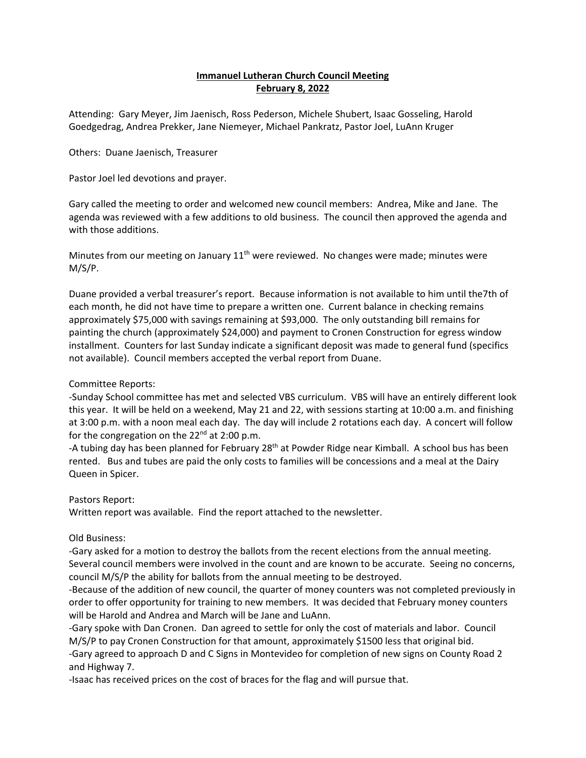**Immanuel Lutheran Church Council Meeting**
**February 8, 2022**

Attending: Gary Meyer, Jim Jaenisch, Ross Pederson, Michele Shubert, Isaac Gosseling, Harold Goedgedrag, Andrea Prekker, Jane Niemeyer, Michael Pankratz, Pastor Joel, LuAnn Kruger

Others: Duane Jaenisch, Treasurer

Pastor Joel led devotions and prayer.

Gary called the meeting to order and welcomed new council members: Andrea, Mike and Jane. The agenda was reviewed with a few additions to old business. The council then approved the agenda and with those additions.

Minutes from our meeting on January 11th were reviewed. No changes were made; minutes were M/S/P.

Duane provided a verbal treasurer's report. Because information is not available to him until the7th of each month, he did not have time to prepare a written one. Current balance in checking remains approximately $75,000 with savings remaining at $93,000. The only outstanding bill remains for painting the church (approximately $24,000) and payment to Cronen Construction for egress window installment. Counters for last Sunday indicate a significant deposit was made to general fund (specifics not available). Council members accepted the verbal report from Duane.

Committee Reports:

-Sunday School committee has met and selected VBS curriculum. VBS will have an entirely different look this year. It will be held on a weekend, May 21 and 22, with sessions starting at 10:00 a.m. and finishing at 3:00 p.m. with a noon meal each day. The day will include 2 rotations each day. A concert will follow for the congregation on the 22nd at 2:00 p.m.

-A tubing day has been planned for February 28th at Powder Ridge near Kimball. A school bus has been rented. Bus and tubes are paid the only costs to families will be concessions and a meal at the Dairy Queen in Spicer.

Pastors Report:

Written report was available. Find the report attached to the newsletter.

Old Business:

-Gary asked for a motion to destroy the ballots from the recent elections from the annual meeting. Several council members were involved in the count and are known to be accurate. Seeing no concerns, council M/S/P the ability for ballots from the annual meeting to be destroyed.

-Because of the addition of new council, the quarter of money counters was not completed previously in order to offer opportunity for training to new members. It was decided that February money counters will be Harold and Andrea and March will be Jane and LuAnn.

-Gary spoke with Dan Cronen. Dan agreed to settle for only the cost of materials and labor. Council M/S/P to pay Cronen Construction for that amount, approximately $1500 less that original bid.

-Gary agreed to approach D and C Signs in Montevideo for completion of new signs on County Road 2 and Highway 7.

-Isaac has received prices on the cost of braces for the flag and will pursue that.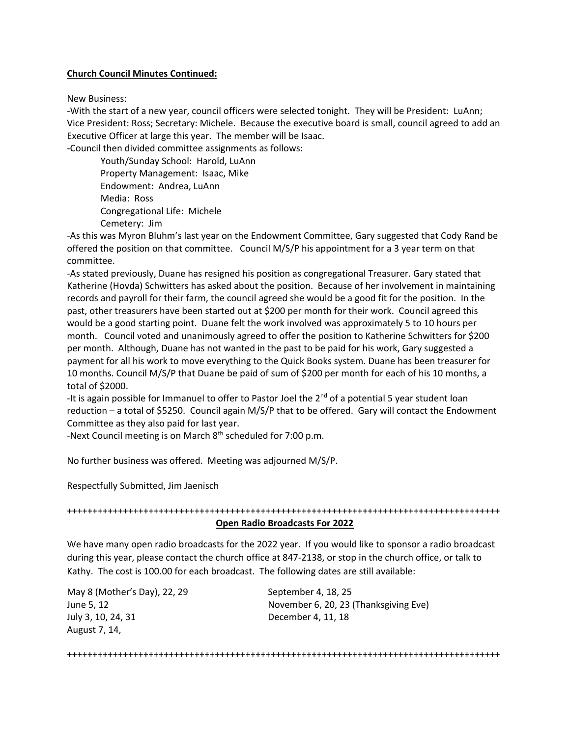**Church Council Minutes Continued:**

New Business:

-With the start of a new year, council officers were selected tonight. They will be President: LuAnn; Vice President: Ross; Secretary: Michele. Because the executive board is small, council agreed to add an Executive Officer at large this year. The member will be Isaac.

-Council then divided committee assignments as follows:

Youth/Sunday School: Harold, LuAnn
Property Management: Isaac, Mike
Endowment: Andrea, LuAnn
Media: Ross
Congregational Life: Michele
Cemetery: Jim

-As this was Myron Bluhm's last year on the Endowment Committee, Gary suggested that Cody Rand be offered the position on that committee. Council M/S/P his appointment for a 3 year term on that committee.

-As stated previously, Duane has resigned his position as congregational Treasurer. Gary stated that Katherine (Hovda) Schwitters has asked about the position. Because of her involvement in maintaining records and payroll for their farm, the council agreed she would be a good fit for the position. In the past, other treasurers have been started out at $200 per month for their work. Council agreed this would be a good starting point. Duane felt the work involved was approximately 5 to 10 hours per month. Council voted and unanimously agreed to offer the position to Katherine Schwitters for $200 per month. Although, Duane has not wanted in the past to be paid for his work, Gary suggested a payment for all his work to move everything to the Quick Books system. Duane has been treasurer for 10 months. Council M/S/P that Duane be paid of sum of $200 per month for each of his 10 months, a total of $2000.

-It is again possible for Immanuel to offer to Pastor Joel the 2nd of a potential 5 year student loan reduction – a total of $5250. Council again M/S/P that to be offered. Gary will contact the Endowment Committee as they also paid for last year.

-Next Council meeting is on March 8th scheduled for 7:00 p.m.

No further business was offered. Meeting was adjourned M/S/P.

Respectfully Submitted, Jim Jaenisch

++++++++++++++++++++++++++++++++++++++++++++++++++++++++++++++++++++++++++++++++++++++++

**Open Radio Broadcasts For 2022**

We have many open radio broadcasts for the 2022 year. If you would like to sponsor a radio broadcast during this year, please contact the church office at 847-2138, or stop in the church office, or talk to Kathy. The cost is 100.00 for each broadcast. The following dates are still available:

May 8 (Mother's Day), 22, 29
June 5, 12
July 3, 10, 24, 31
August 7, 14,
September 4, 18, 25
November 6, 20, 23 (Thanksgiving Eve)
December 4, 11, 18

++++++++++++++++++++++++++++++++++++++++++++++++++++++++++++++++++++++++++++++++++++++++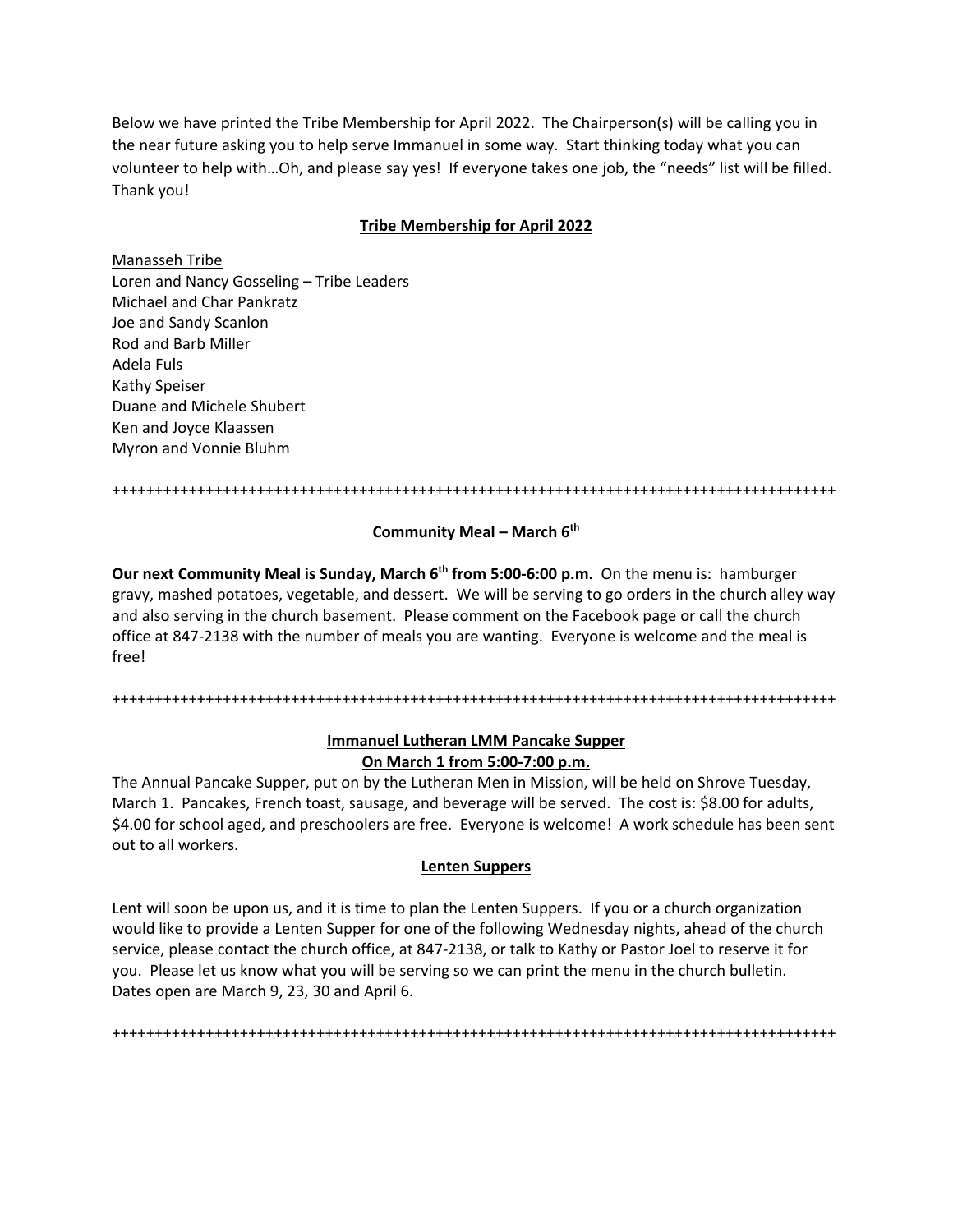Below we have printed the Tribe Membership for April 2022. The Chairperson(s) will be calling you in the near future asking you to help serve Immanuel in some way. Start thinking today what you can volunteer to help with…Oh, and please say yes! If everyone takes one job, the "needs" list will be filled. Thank you!

## Tribe Membership for April 2022

Manasseh Tribe
Loren and Nancy Gosseling – Tribe Leaders
Michael and Char Pankratz
Joe and Sandy Scanlon
Rod and Barb Miller
Adela Fuls
Kathy Speiser
Duane and Michele Shubert
Ken and Joyce Klaassen
Myron and Vonnie Bluhm

++++++++++++++++++++++++++++++++++++++++++++++++++++++++++++++++++++++++++++++++++++++

## Community Meal – March 6th

**Our next Community Meal is Sunday, March 6th from 5:00-6:00 p.m.** On the menu is: hamburger gravy, mashed potatoes, vegetable, and dessert. We will be serving to go orders in the church alley way and also serving in the church basement. Please comment on the Facebook page or call the church office at 847-2138 with the number of meals you are wanting. Everyone is welcome and the meal is free!

++++++++++++++++++++++++++++++++++++++++++++++++++++++++++++++++++++++++++++++++++++++

## Immanuel Lutheran LMM Pancake Supper On March 1 from 5:00-7:00 p.m.

The Annual Pancake Supper, put on by the Lutheran Men in Mission, will be held on Shrove Tuesday, March 1. Pancakes, French toast, sausage, and beverage will be served. The cost is: $8.00 for adults, $4.00 for school aged, and preschoolers are free. Everyone is welcome! A work schedule has been sent out to all workers.

## Lenten Suppers

Lent will soon be upon us, and it is time to plan the Lenten Suppers. If you or a church organization would like to provide a Lenten Supper for one of the following Wednesday nights, ahead of the church service, please contact the church office, at 847-2138, or talk to Kathy or Pastor Joel to reserve it for you. Please let us know what you will be serving so we can print the menu in the church bulletin. Dates open are March 9, 23, 30 and April 6.

++++++++++++++++++++++++++++++++++++++++++++++++++++++++++++++++++++++++++++++++++++++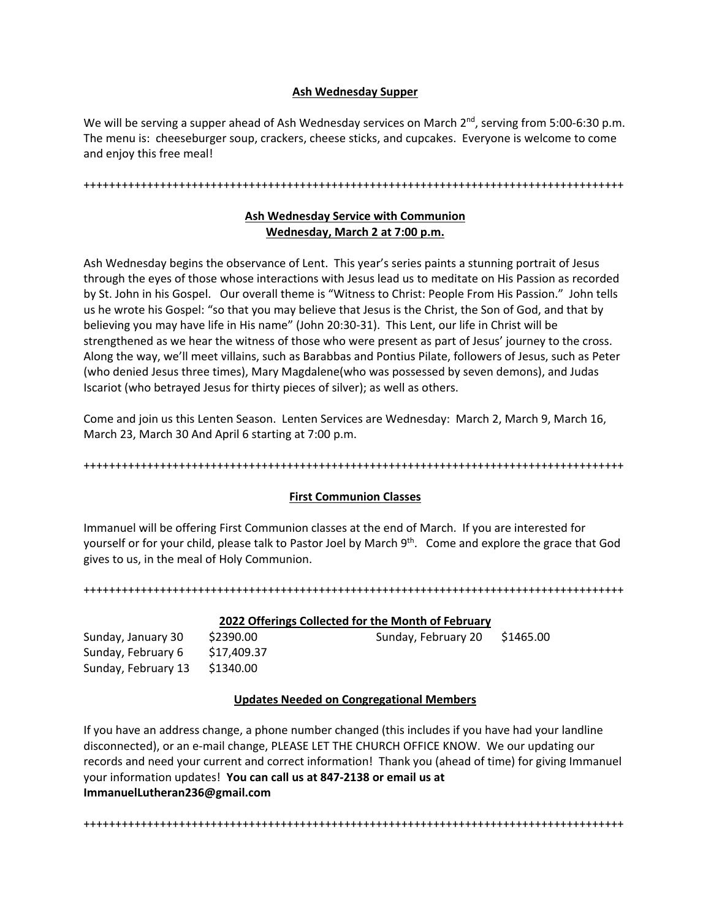**Ash Wednesday Supper**

We will be serving a supper ahead of Ash Wednesday services on March 2nd, serving from 5:00-6:30 p.m. The menu is: cheeseburger soup, crackers, cheese sticks, and cupcakes. Everyone is welcome to come and enjoy this free meal!

++++++++++++++++++++++++++++++++++++++++++++++++++++++++++++++++++++++++++++++++++++++

**Ash Wednesday Service with Communion**
**Wednesday, March 2 at 7:00 p.m.**

Ash Wednesday begins the observance of Lent. This year's series paints a stunning portrait of Jesus through the eyes of those whose interactions with Jesus lead us to meditate on His Passion as recorded by St. John in his Gospel. Our overall theme is "Witness to Christ: People From His Passion." John tells us he wrote his Gospel: "so that you may believe that Jesus is the Christ, the Son of God, and that by believing you may have life in His name" (John 20:30-31). This Lent, our life in Christ will be strengthened as we hear the witness of those who were present as part of Jesus' journey to the cross. Along the way, we'll meet villains, such as Barabbas and Pontius Pilate, followers of Jesus, such as Peter (who denied Jesus three times), Mary Magdalene(who was possessed by seven demons), and Judas Iscariot (who betrayed Jesus for thirty pieces of silver); as well as others.

Come and join us this Lenten Season. Lenten Services are Wednesday: March 2, March 9, March 16, March 23, March 30 And April 6 starting at 7:00 p.m.

++++++++++++++++++++++++++++++++++++++++++++++++++++++++++++++++++++++++++++++++++++++

**First Communion Classes**

Immanuel will be offering First Communion classes at the end of March. If you are interested for yourself or for your child, please talk to Pastor Joel by March 9th. Come and explore the grace that God gives to us, in the meal of Holy Communion.

++++++++++++++++++++++++++++++++++++++++++++++++++++++++++++++++++++++++++++++++++++++

**2022 Offerings Collected for the Month of February**

| | |
|---|---|
| Sunday, January 30 | $2390.00 |
| Sunday, February 6 | $17,409.37 |
| Sunday, February 13 | $1340.00 |
| Sunday, February 20 | $1465.00 |

**Updates Needed on Congregational Members**

If you have an address change, a phone number changed (this includes if you have had your landline disconnected), or an e-mail change, PLEASE LET THE CHURCH OFFICE KNOW. We our updating our records and need your current and correct information! Thank you (ahead of time) for giving Immanuel your information updates! **You can call us at 847-2138 or email us at ImmanuelLutheran236@gmail.com**

++++++++++++++++++++++++++++++++++++++++++++++++++++++++++++++++++++++++++++++++++++++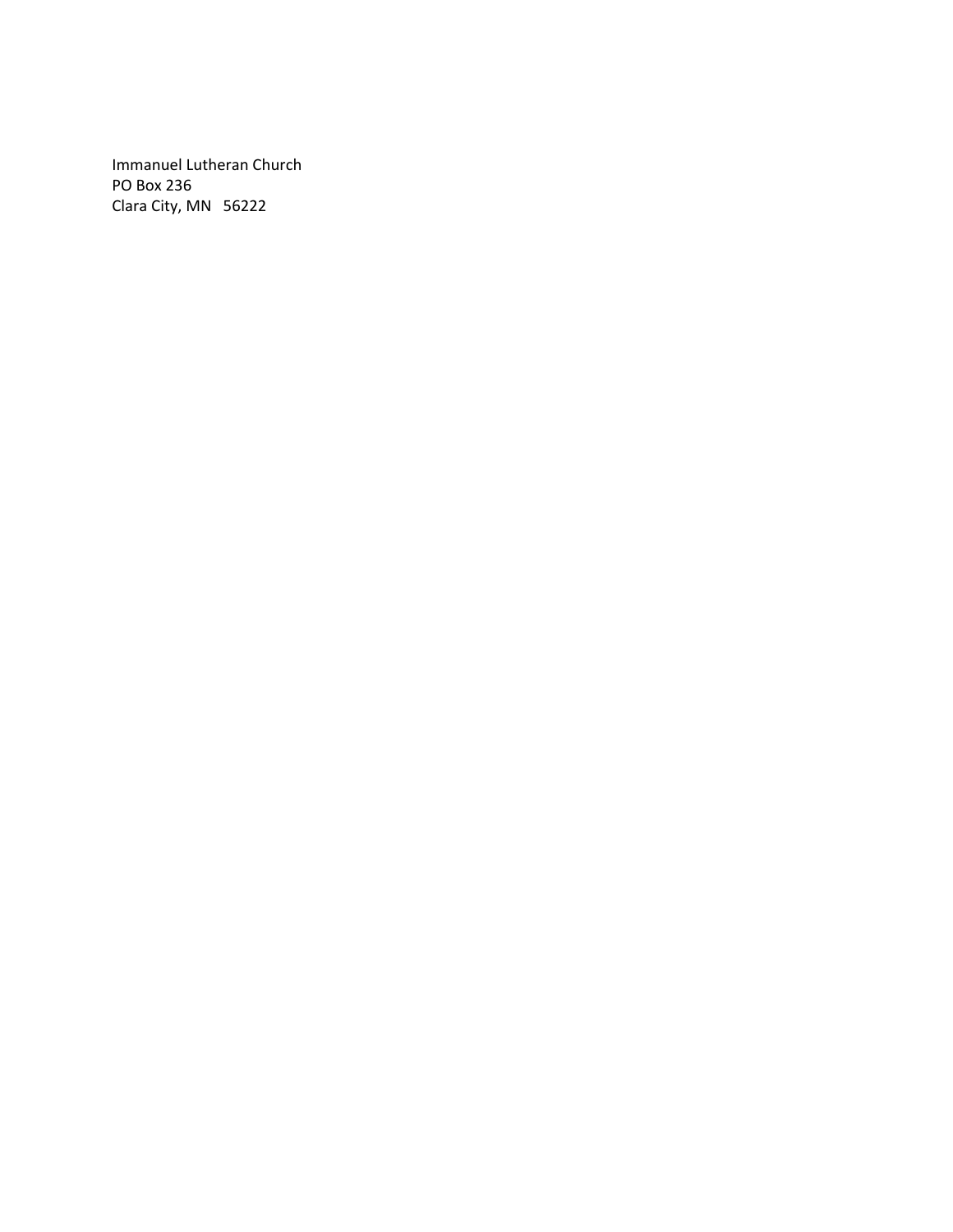Immanuel Lutheran Church
PO Box 236
Clara City, MN   56222